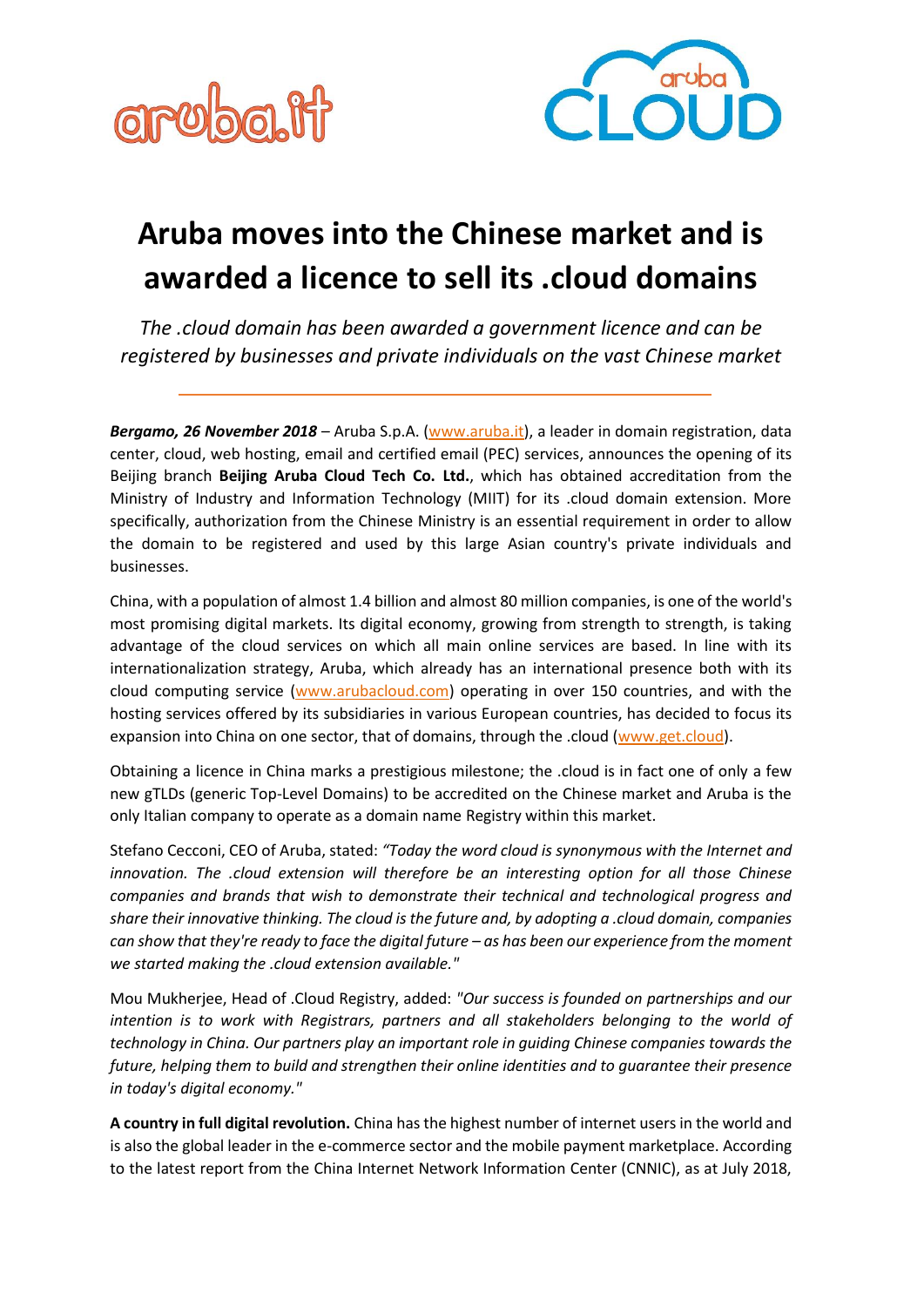# Aruba moves into the Chinese market and is awarded a licence to sell its .cloud domains

*The .cloud domain has been awarded a government licence and can be registered by businesses and private individuals on the vast Chinese market*

---

***Bergamo, 26 November 2018*** – Aruba S.p.A. (www.aruba.it), a leader in domain registration, data center, cloud, web hosting, email and certified email (PEC) services, announces the opening of its Beijing branch **Beijing Aruba Cloud Tech Co. Ltd.**, which has obtained accreditation from the Ministry of Industry and Information Technology (MIIT) for its .cloud domain extension. More specifically, authorization from the Chinese Ministry is an essential requirement in order to allow the domain to be registered and used by this large Asian country's private individuals and businesses.

China, with a population of almost 1.4 billion and almost 80 million companies, is one of the world's most promising digital markets. Its digital economy, growing from strength to strength, is taking advantage of the cloud services on which all main online services are based. In line with its internationalization strategy, Aruba, which already has an international presence both with its cloud computing service (www.arubacloud.com) operating in over 150 countries, and with the hosting services offered by its subsidiaries in various European countries, has decided to focus its expansion into China on one sector, that of domains, through the .cloud (www.get.cloud).

Obtaining a licence in China marks a prestigious milestone; the .cloud is in fact one of only a few new gTLDs (generic Top-Level Domains) to be accredited on the Chinese market and Aruba is the only Italian company to operate as a domain name Registry within this market.

Stefano Cecconi, CEO of Aruba, stated: *"Today the word cloud is synonymous with the Internet and innovation. The .cloud extension will therefore be an interesting option for all those Chinese companies and brands that wish to demonstrate their technical and technological progress and share their innovative thinking. The cloud is the future and, by adopting a .cloud domain, companies can show that they're ready to face the digital future – as has been our experience from the moment we started making the .cloud extension available."*

Mou Mukherjee, Head of .Cloud Registry, added: *"Our success is founded on partnerships and our intention is to work with Registrars, partners and all stakeholders belonging to the world of technology in China. Our partners play an important role in guiding Chinese companies towards the future, helping them to build and strengthen their online identities and to guarantee their presence in today's digital economy."*

**A country in full digital revolution.** China has the highest number of internet users in the world and is also the global leader in the e-commerce sector and the mobile payment marketplace. According to the latest report from the China Internet Network Information Center (CNNIC), as at July 2018,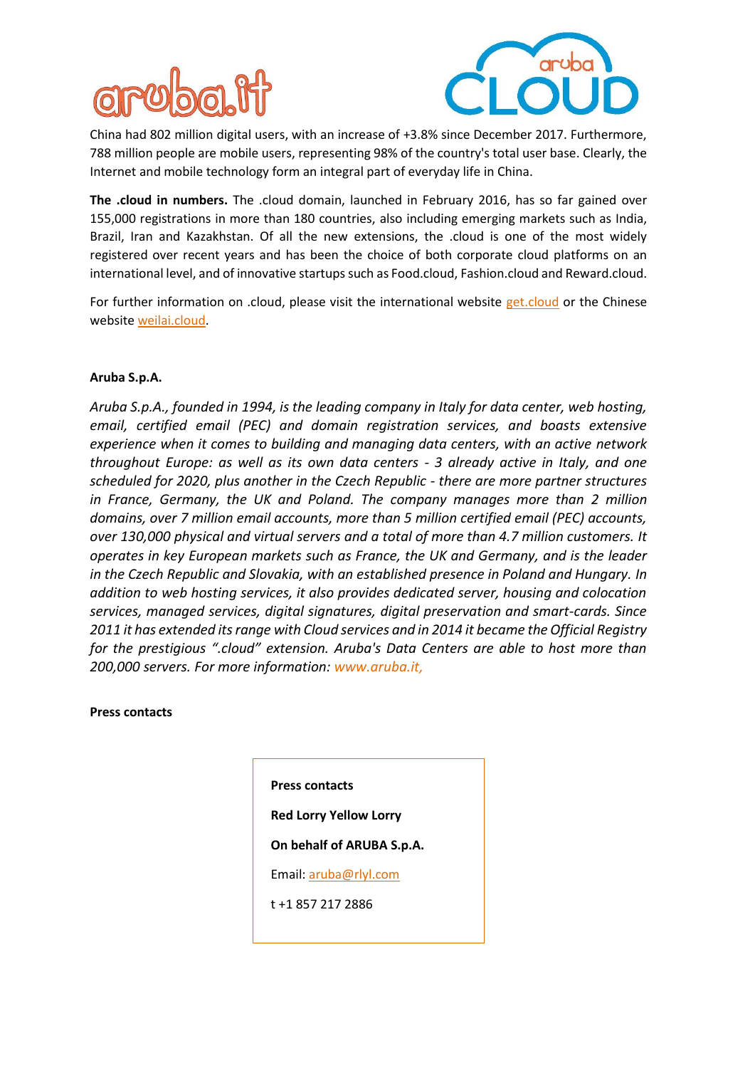China had 802 million digital users, with an increase of +3.8% since December 2017. Furthermore, 788 million people are mobile users, representing 98% of the country's total user base. Clearly, the Internet and mobile technology form an integral part of everyday life in China.

**The .cloud in numbers.** The .cloud domain, launched in February 2016, has so far gained over 155,000 registrations in more than 180 countries, also including emerging markets such as India, Brazil, Iran and Kazakhstan. Of all the new extensions, the .cloud is one of the most widely registered over recent years and has been the choice of both corporate cloud platforms on an international level, and of innovative startups such as Food.cloud, Fashion.cloud and Reward.cloud.

For further information on .cloud, please visit the international website get.cloud or the Chinese website weilai.cloud.

**Aruba S.p.A.**

*Aruba S.p.A., founded in 1994, is the leading company in Italy for data center, web hosting, email, certified email (PEC) and domain registration services, and boasts extensive experience when it comes to building and managing data centers, with an active network throughout Europe: as well as its own data centers - 3 already active in Italy, and one scheduled for 2020, plus another in the Czech Republic - there are more partner structures in France, Germany, the UK and Poland. The company manages more than 2 million domains, over 7 million email accounts, more than 5 million certified email (PEC) accounts, over 130,000 physical and virtual servers and a total of more than 4.7 million customers. It operates in key European markets such as France, the UK and Germany, and is the leader in the Czech Republic and Slovakia, with an established presence in Poland and Hungary. In addition to web hosting services, it also provides dedicated server, housing and colocation services, managed services, digital signatures, digital preservation and smart-cards. Since 2011 it has extended its range with Cloud services and in 2014 it became the Official Registry for the prestigious ".cloud" extension. Aruba's Data Centers are able to host more than 200,000 servers. For more information: www.aruba.it,*

**Press contacts**

**Press contacts**

**Red Lorry Yellow Lorry**

**On behalf of ARUBA S.p.A.**

Email: aruba@rlyl.com

t +1 857 217 2886